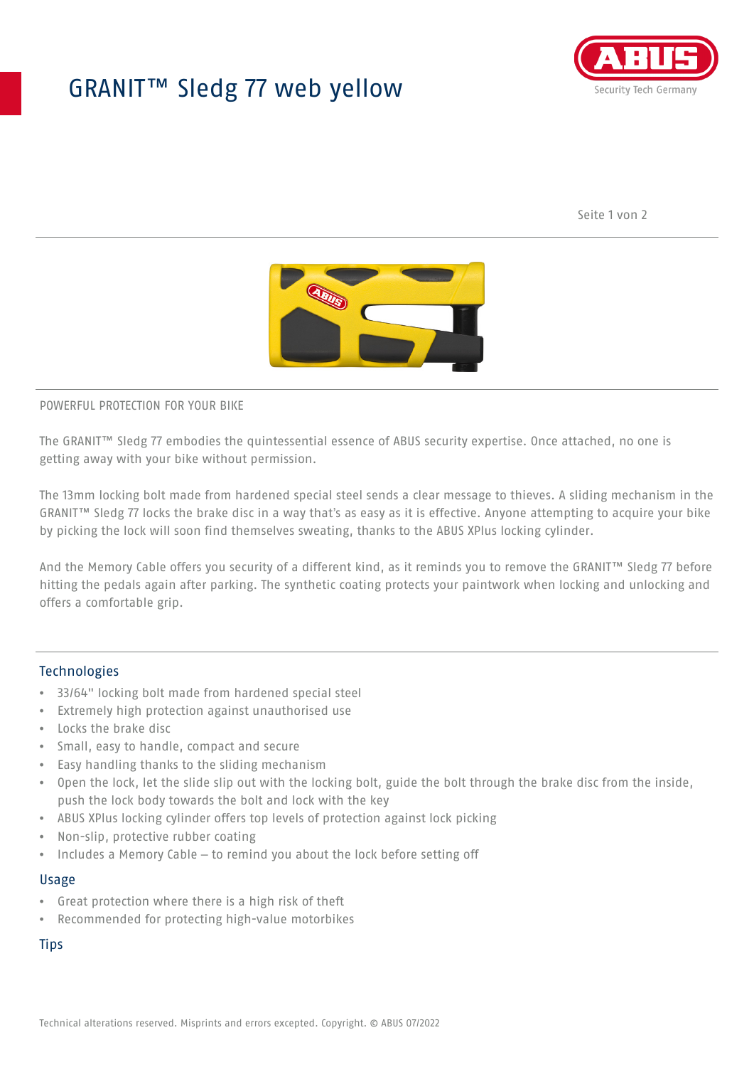# GRANIT™ Sledg 77 web yellow

POWERFUL PROTECTION FOR YOUR BIKE

The GRANIT™ Sledg 77 embodies the quintessential essence of ABUS security expertise. Once attached, no one is getting away with your bike without permission.

The 13mm locking bolt made from hardened special steel sends a clear message to thieves. A sliding mechanism in the GRANIT™ Sledg 77 locks the brake disc in a way that's as easy as it is effective. Anyone attempting to acquire your bike by picking the lock will soon find themselves sweating, thanks to the ABUS XPlus locking cylinder.

And the Memory Cable offers you security of a different kind, as it reminds you to remove the GRANIT™ Sledg 77 before hitting the pedals again after parking. The synthetic coating protects your paintwork when locking and unlocking and offers a comfortable grip.

## Technologies

- 33/64" locking bolt made from hardened special steel
- Extremely high protection against unauthorised use
- Locks the brake disc
- Small, easy to handle, compact and secure
- Easy handling thanks to the sliding mechanism
- Open the lock, let the slide slip out with the locking bolt, guide the bolt through the brake disc from the inside, push the lock body towards the bolt and lock with the key
- ABUS XPlus locking cylinder offers top levels of protection against lock picking
- Non-slip, protective rubber coating
- Includes a Memory Cable – to remind you about the lock before setting off

## Usage

- Great protection where there is a high risk of theft
- Recommended for protecting high-value motorbikes

## Tips

Technical alterations reserved. Misprints and errors excepted. Copyright. © ABUS 07/2022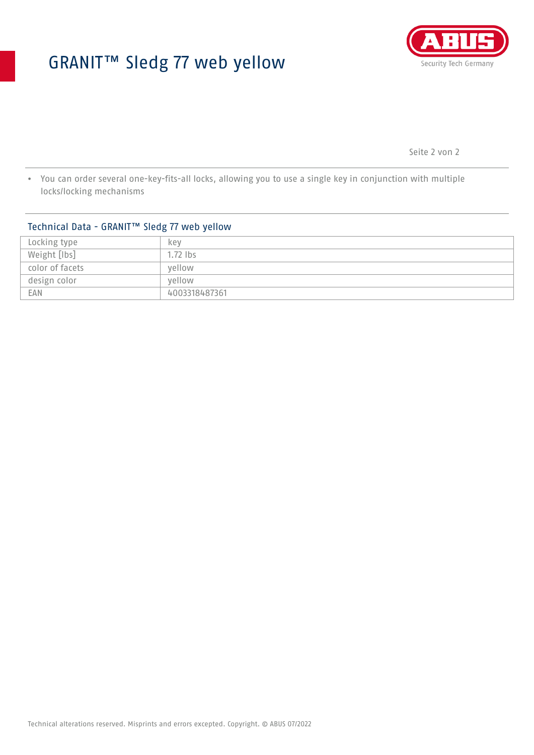- You can order several one-key-fits-all locks, allowing you to use a single key in conjunction with multiple locks/locking mechanisms

## Technical Data - GRANIT™ Sledg 77 web yellow

| | |
|---|---|
| Locking type | key |
| Weight [lbs] | 1.72 lbs |
| color of facets | yellow |
| design color | yellow |
| EAN | 4003318487361 |

Technical alterations reserved. Misprints and errors excepted. Copyright. © ABUS 07/2022